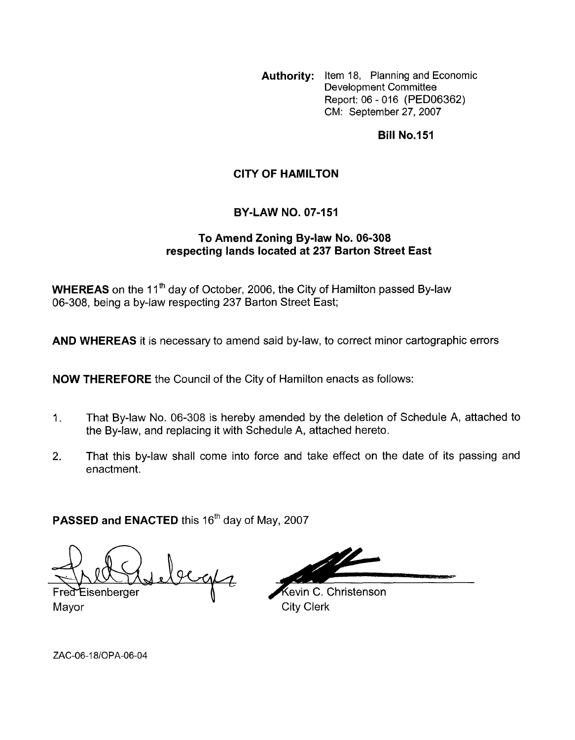**Authority:** Item 18, Planning and Economic Development Committee
Report: 06 - 016 (PED06362)
CM: September 27, 2007

**Bill No.151**

## CITY OF HAMILTON

## BY-LAW NO. 07-151

### To Amend Zoning By-law No. 06-308 respecting lands located at 237 Barton Street East

**WHEREAS** on the 11th day of October, 2006, the City of Hamilton passed By-law 06-308, being a by-law respecting 237 Barton Street East;

**AND WHEREAS** it is necessary to amend said by-law, to correct minor cartographic errors

**NOW THEREFORE** the Council of the City of Hamilton enacts as follows:

1. That By-law No. 06-308 is hereby amended by the deletion of Schedule A, attached to the By-law, and replacing it with Schedule A, attached hereto.

2. That this by-law shall come into force and take effect on the date of its passing and enactment.

**PASSED and ENACTED** this 16th day of May, 2007

Fred Eisenberger
Mayor

Kevin C. Christenson
City Clerk

ZAC-06-18/OPA-06-04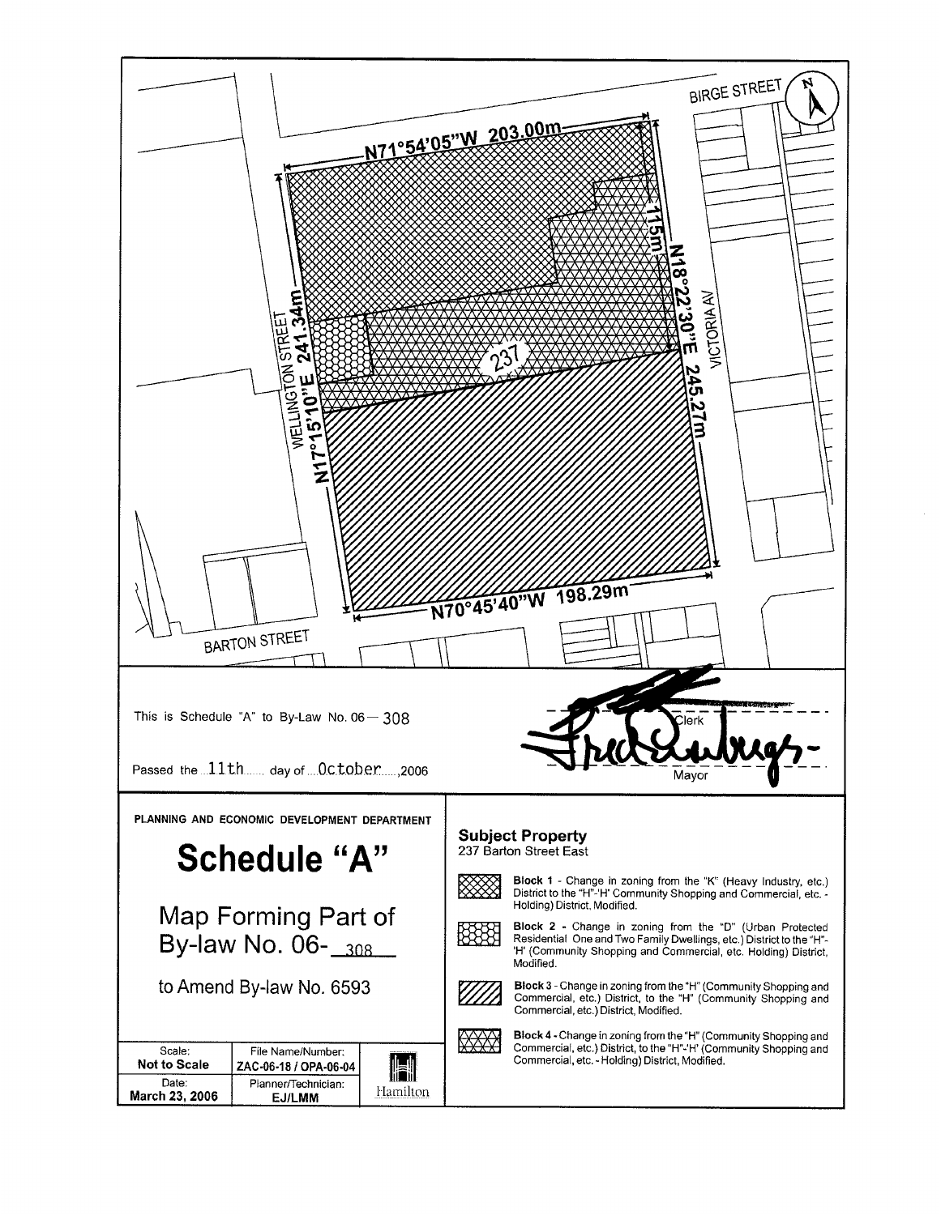BIRGE STREET

N71°54'05"W 203.00m

115m

N18°22'30"E 245.27m

VICTORIA AV

WELLINGTON STREET

N17°15'10"E 241.34m

237

N70°45'40"W 198.29m

BARTON STREET

This is Schedule "A" to By-Law No. 06 — 308

Passed the 11th day of October, 2006

Clerk

Mayor

PLANNING AND ECONOMIC DEVELOPMENT DEPARTMENT

# Schedule "A"

## Map Forming Part of By-law No. 06- 308

to Amend By-law No. 6593

| Scale: | File Name/Number: |
| --- | --- |
| **Not to Scale** | **ZAC-06-18 / OPA-06-04** |
| Date: | Planner/Technician: |
| **March 23, 2006** | **EJ/LMM** |

Hamilton

**Subject Property**
237 Barton Street East

**Block 1** - Change in zoning from the "K" (Heavy Industry, etc.) District to the "H"-'H' Community Shopping and Commercial, etc. - Holding) District, Modified.

**Block 2** - Change in zoning from the "D" (Urban Protected Residential One and Two Family Dwellings, etc.) District to the "H"-'H' (Community Shopping and Commercial, etc. Holding) District, Modified.

**Block 3** - Change in zoning from the "H" (Community Shopping and Commercial, etc.) District, to the "H" (Community Shopping and Commercial, etc.) District, Modified.

**Block 4** - Change in zoning from the "H" (Community Shopping and Commercial, etc.) District, to the "H"-'H' (Community Shopping and Commercial, etc. - Holding) District, Modified.